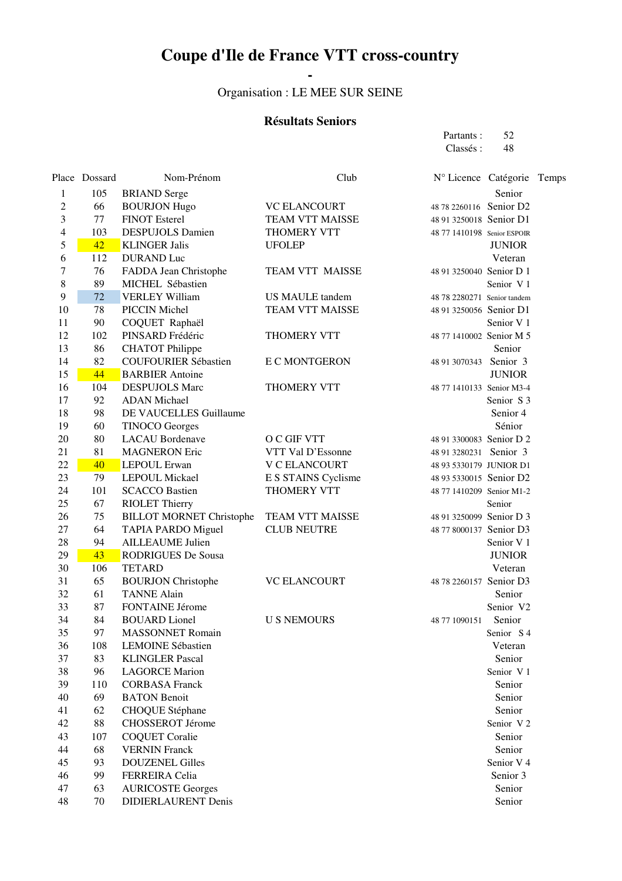# Coupe d'Ile de France VTT cross-country

-

Organisation : LE MEE SUR SEINE

### Résultats Seniors

Partants : 52
Classés : 48

| Place | Dossard | Nom-Prénom | Club | N° Licence | Catégorie | Temps |
|---|---|---|---|---|---|---|
| 1 | 105 | BRIAND Serge | | | Senior | |
| 2 | 66 | BOURJON Hugo | VC ELANCOURT | 48 78 2260116 | Senior D2 | |
| 3 | 77 | FINOT Esterel | TEAM VTT MAISSE | 48 91 3250018 | Senior D1 | |
| 4 | 103 | DESPUJOLS Damien | THOMERY VTT | 48 77 1410198 | Senior ESPOIR | |
| 5 | 42 | KLINGER Jalis | UFOLEP | | JUNIOR | |
| 6 | 112 | DURAND Luc | | | Veteran | |
| 7 | 76 | FADDA Jean Christophe | TEAM VTT MAISSE | 48 91 3250040 | Senior D 1 | |
| 8 | 89 | MICHEL Sébastien | | | Senior V 1 | |
| 9 | 72 | VERLEY William | US MAULE tandem | 48 78 2280271 | Senior tandem | |
| 10 | 78 | PICCIN Michel | TEAM VTT MAISSE | 48 91 3250056 | Senior D1 | |
| 11 | 90 | COQUET Raphaël | | | Senior V 1 | |
| 12 | 102 | PINSARD Frédéric | THOMERY VTT | 48 77 1410002 | Senior M 5 | |
| 13 | 86 | CHATOT Philippe | | | Senior | |
| 14 | 82 | COUFOURIER Sébastien | E C MONTGERON | 48 91 3070343 | Senior 3 | |
| 15 | 44 | BARBIER Antoine | | | JUNIOR | |
| 16 | 104 | DESPUJOLS Marc | THOMERY VTT | 48 77 1410133 | Senior M3-4 | |
| 17 | 92 | ADAN Michael | | | Senior S 3 | |
| 18 | 98 | DE VAUCELLES Guillaume | | | Senior 4 | |
| 19 | 60 | TINOCO Georges | | | Sénior | |
| 20 | 80 | LACAU Bordenave | O C GIF VTT | 48 91 3300083 | Senior D 2 | |
| 21 | 81 | MAGNERON Eric | VTT Val D'Essonne | 48 91 3280231 | Senior 3 | |
| 22 | 40 | LEPOUL Erwan | V C ELANCOURT | 48 93 5330179 | JUNIOR D1 | |
| 23 | 79 | LEPOUL Mickael | E S STAINS Cyclisme | 48 93 5330015 | Senior D2 | |
| 24 | 101 | SCACCO Bastien | THOMERY VTT | 48 77 1410209 | Senior M1-2 | |
| 25 | 67 | RIOLET Thierry | | | Senior | |
| 26 | 75 | BILLOT MORNET Christophe | TEAM VTT MAISSE | 48 91 3250099 | Senior D 3 | |
| 27 | 64 | TAPIA PARDO Miguel | CLUB NEUTRE | 48 77 8000137 | Senior D3 | |
| 28 | 94 | AILLEAUME Julien | | | Senior V 1 | |
| 29 | 43 | RODRIGUES De Sousa | | | JUNIOR | |
| 30 | 106 | TETARD | | | Veteran | |
| 31 | 65 | BOURJON Christophe | VC ELANCOURT | 48 78 2260157 | Senior D3 | |
| 32 | 61 | TANNE Alain | | | Senior | |
| 33 | 87 | FONTAINE Jérome | | | Senior V2 | |
| 34 | 84 | BOUARD Lionel | U S NEMOURS | 48 77 1090151 | Senior | |
| 35 | 97 | MASSONNET Romain | | | Senior S 4 | |
| 36 | 108 | LEMOINE Sébastien | | | Veteran | |
| 37 | 83 | KLINGLER Pascal | | | Senior | |
| 38 | 96 | LAGORCE Marion | | | Senior V 1 | |
| 39 | 110 | CORBASA Franck | | | Senior | |
| 40 | 69 | BATON Benoit | | | Senior | |
| 41 | 62 | CHOQUE Stéphane | | | Senior | |
| 42 | 88 | CHOSSEROT Jérome | | | Senior V 2 | |
| 43 | 107 | COQUET Coralie | | | Senior | |
| 44 | 68 | VERNIN Franck | | | Senior | |
| 45 | 93 | DOUZENEL Gilles | | | Senior V 4 | |
| 46 | 99 | FERREIRA Celia | | | Senior 3 | |
| 47 | 63 | AURICOSTE Georges | | | Senior | |
| 48 | 70 | DIDIERLAURENT Denis | | | Senior | |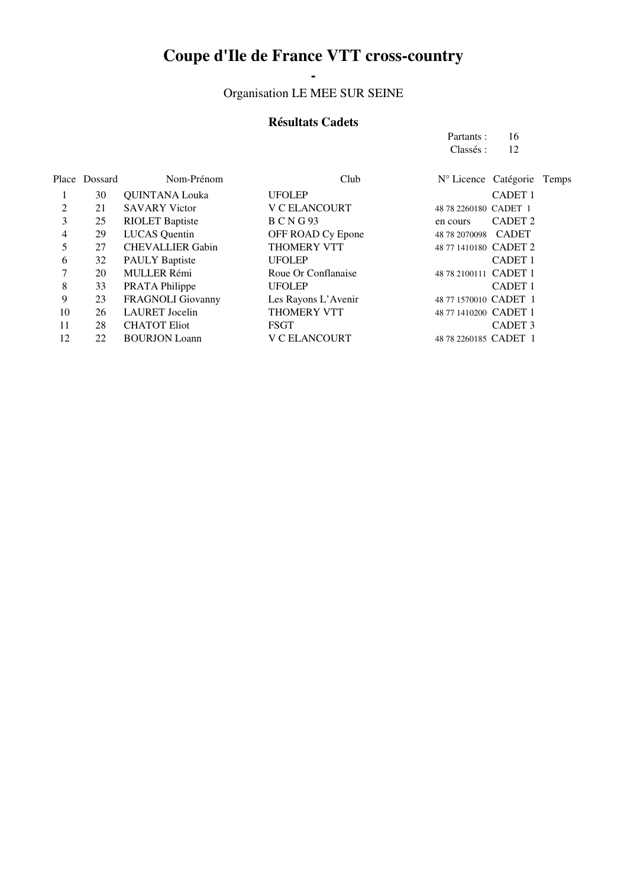# Coupe d'Ile de France VTT cross-country

**-**

Organisation LE MEE SUR SEINE

### Résultats Cadets

Partants : 16
Classés : 12

| Place | Dossard | Nom-Prénom | Club | N° Licence | Catégorie | Temps |
|---|---|---|---|---|---|---|
| 1 | 30 | QUINTANA Louka | UFOLEP | | CADET 1 | |
| 2 | 21 | SAVARY Victor | V C ELANCOURT | 48 78 2260180 | CADET 1 | |
| 3 | 25 | RIOLET Baptiste | B C N G 93 | en cours | CADET 2 | |
| 4 | 29 | LUCAS Quentin | OFF ROAD Cy Epone | 48 78 2070098 | CADET | |
| 5 | 27 | CHEVALLIER Gabin | THOMERY VTT | 48 77 1410180 | CADET 2 | |
| 6 | 32 | PAULY Baptiste | UFOLEP | | CADET 1 | |
| 7 | 20 | MULLER Rémi | Roue Or Conflanaise | 48 78 2100111 | CADET 1 | |
| 8 | 33 | PRATA Philippe | UFOLEP | | CADET 1 | |
| 9 | 23 | FRAGNOLI Giovanny | Les Rayons L'Avenir | 48 77 1570010 | CADET 1 | |
| 10 | 26 | LAURET Jocelin | THOMERY VTT | 48 77 1410200 | CADET 1 | |
| 11 | 28 | CHATOT Eliot | FSGT | | CADET 3 | |
| 12 | 22 | BOURJON Loann | V C ELANCOURT | 48 78 2260185 | CADET 1 | |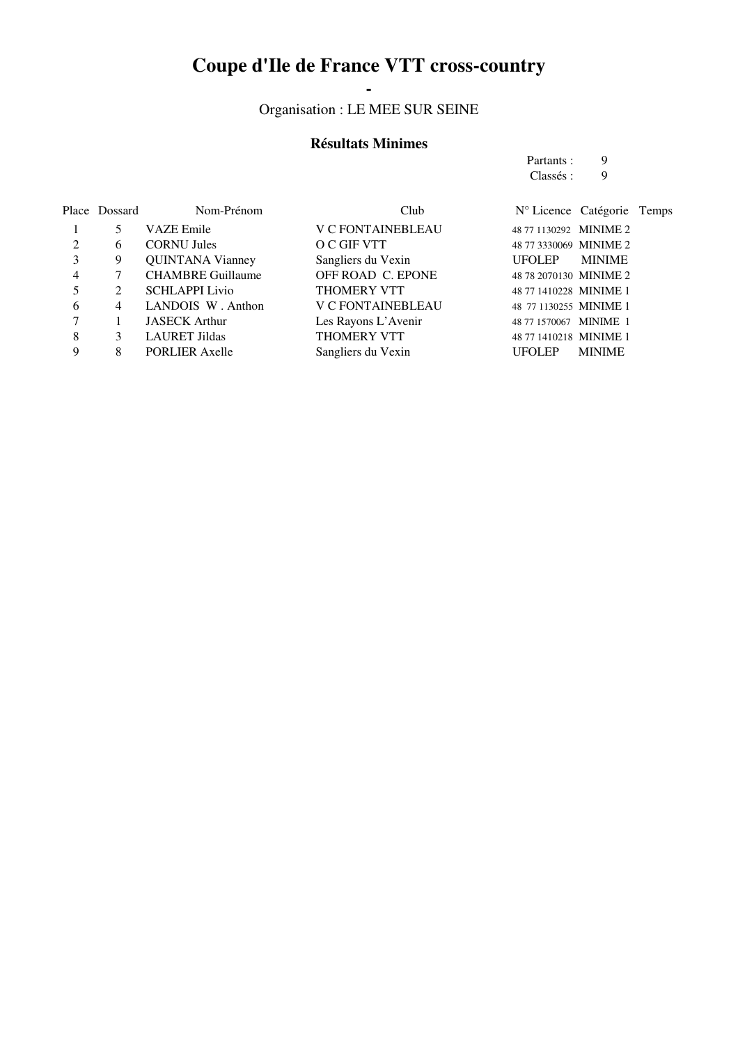# Coupe d'Ile de France VTT cross-country

-

Organisation : LE MEE SUR SEINE

### Résultats Minimes

Partants : 9
Classés : 9

| Place | Dossard | Nom-Prénom | Club | N° Licence | Catégorie | Temps |
|---|---|---|---|---|---|---|
| 1 | 5 | VAZE Emile | V C FONTAINEBLEAU | 48 77 1130292 | MINIME 2 | |
| 2 | 6 | CORNU Jules | O C GIF VTT | 48 77 3330069 | MINIME 2 | |
| 3 | 9 | QUINTANA Vianney | Sangliers du Vexin | UFOLEP | MINIME | |
| 4 | 7 | CHAMBRE Guillaume | OFF ROAD C. EPONE | 48 78 2070130 | MINIME 2 | |
| 5 | 2 | SCHLAPPI Livio | THOMERY VTT | 48 77 1410228 | MINIME 1 | |
| 6 | 4 | LANDOIS W . Anthon | V C FONTAINEBLEAU | 48 77 1130255 | MINIME 1 | |
| 7 | 1 | JASECK Arthur | Les Rayons L'Avenir | 48 77 1570067 | MINIME 1 | |
| 8 | 3 | LAURET Jildas | THOMERY VTT | 48 77 1410218 | MINIME 1 | |
| 9 | 8 | PORLIER Axelle | Sangliers du Vexin | UFOLEP | MINIME | |